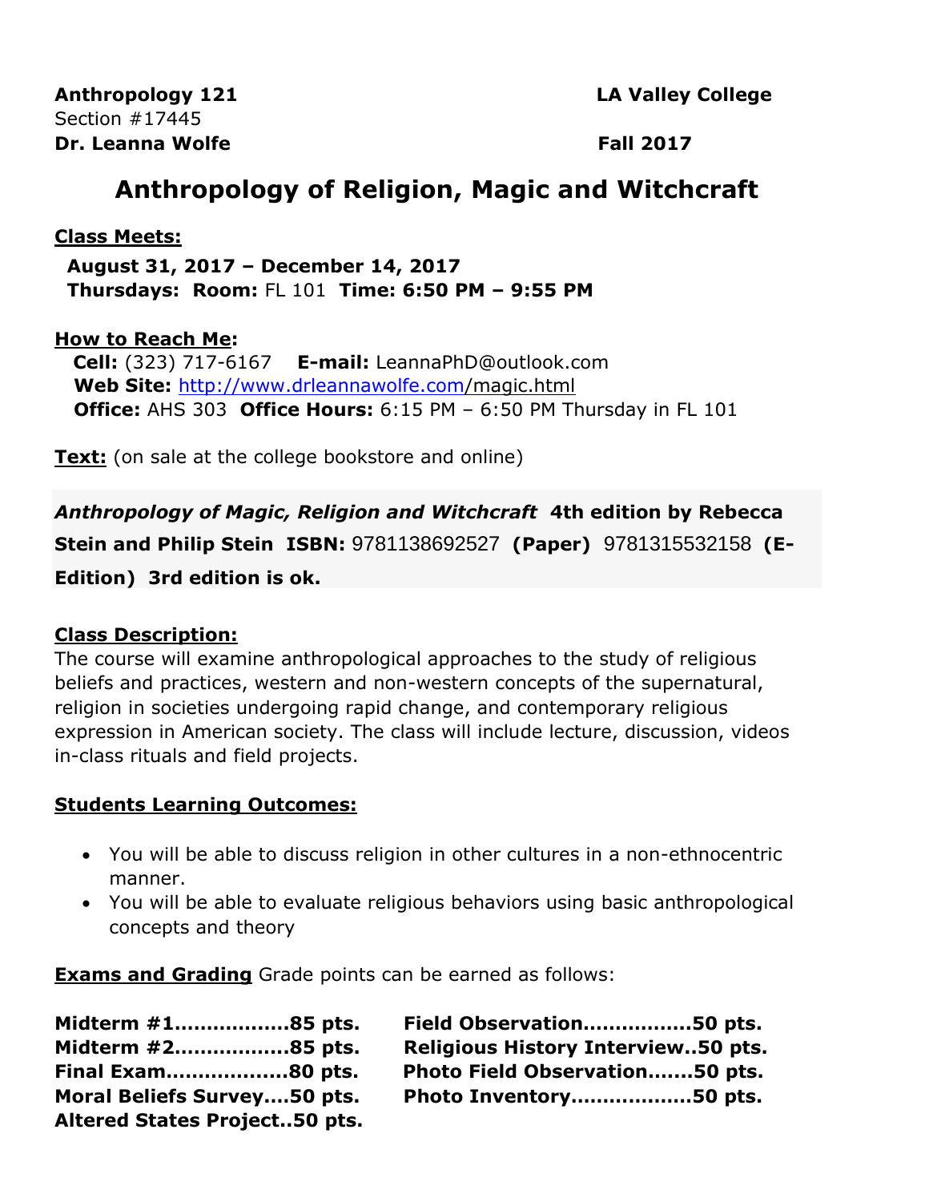**Anthropology 121** **LA Valley College**
Section #17445
**Dr. Leanna Wolfe** **Fall 2017**

# Anthropology of Religion, Magic and Witchcraft

**Class Meets:**

**August 31, 2017 – December 14, 2017**
**Thursdays: Room:** FL 101 **Time: 6:50 PM – 9:55 PM**

**How to Reach Me:**
**Cell:** (323) 717-6167 **E-mail:** LeannaPhD@outlook.com
**Web Site:** http://www.drleannawolfe.com/magic.html
**Office:** AHS 303 **Office Hours:** 6:15 PM – 6:50 PM Thursday in FL 101

**Text:** (on sale at the college bookstore and online)

***Anthropology of Magic, Religion and Witchcraft*** **4th edition by Rebecca Stein and Philip Stein ISBN:** 9781138692527 **(Paper)** 9781315532158 **(E-Edition) 3rd edition is ok.**

**Class Description:**
The course will examine anthropological approaches to the study of religious beliefs and practices, western and non-western concepts of the supernatural, religion in societies undergoing rapid change, and contemporary religious expression in American society. The class will include lecture, discussion, videos in-class rituals and field projects.

**Students Learning Outcomes:**

- You will be able to discuss religion in other cultures in a non-ethnocentric manner.
- You will be able to evaluate religious behaviors using basic anthropological concepts and theory

**Exams and Grading** Grade points can be earned as follows:

**Midterm #1..................85 pts.**
**Midterm #2..................85 pts.**
**Final Exam...................80 pts.**
**Moral Beliefs Survey....50 pts.**
**Altered States Project..50 pts.**
**Field Observation.................50 pts.**
**Religious History Interview..50 pts.**
**Photo Field Observation.......50 pts.**
**Photo Inventory...................50 pts.**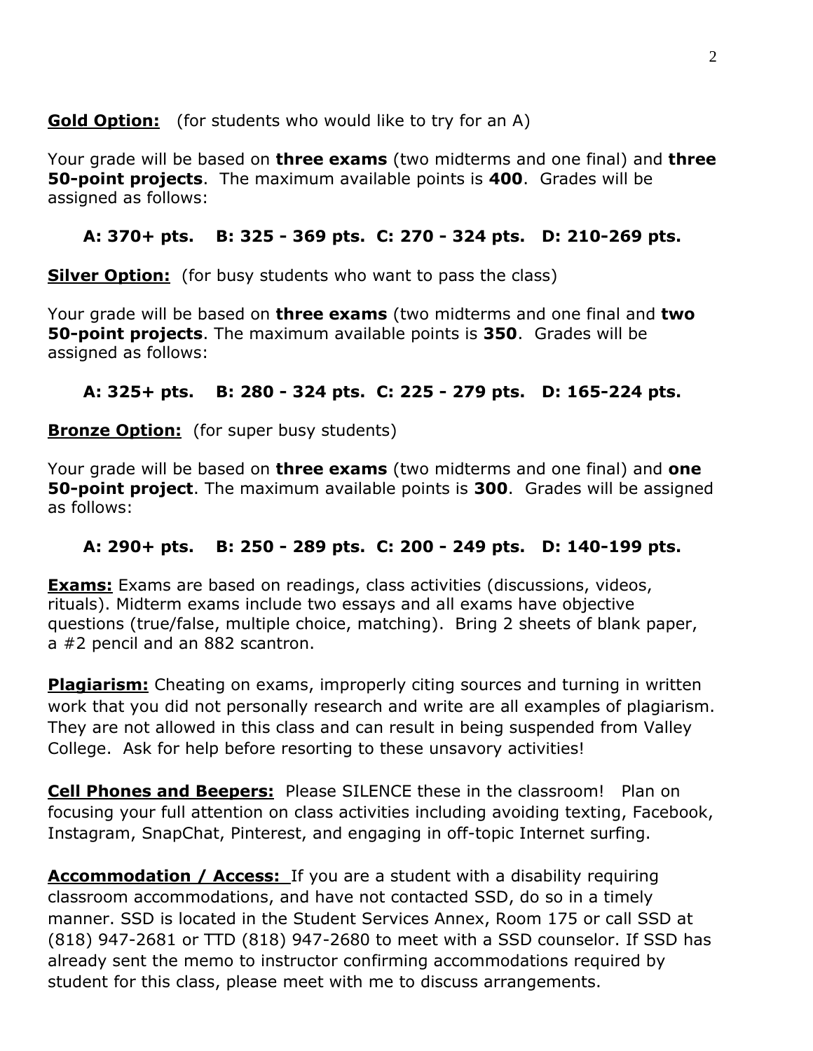**Gold Option:** (for students who would like to try for an A)

Your grade will be based on **three exams** (two midterms and one final) and **three 50-point projects**. The maximum available points is **400**. Grades will be assigned as follows:

**A: 370+ pts. B: 325 - 369 pts. C: 270 - 324 pts. D: 210-269 pts.**

**Silver Option:** (for busy students who want to pass the class)

Your grade will be based on **three exams** (two midterms and one final and **two 50-point projects**. The maximum available points is **350**. Grades will be assigned as follows:

**A: 325+ pts. B: 280 - 324 pts. C: 225 - 279 pts. D: 165-224 pts.**

**Bronze Option:** (for super busy students)

Your grade will be based on **three exams** (two midterms and one final) and **one 50-point project**. The maximum available points is **300**. Grades will be assigned as follows:

**A: 290+ pts. B: 250 - 289 pts. C: 200 - 249 pts. D: 140-199 pts.**

**Exams:** Exams are based on readings, class activities (discussions, videos, rituals). Midterm exams include two essays and all exams have objective questions (true/false, multiple choice, matching). Bring 2 sheets of blank paper, a #2 pencil and an 882 scantron.

**Plagiarism:** Cheating on exams, improperly citing sources and turning in written work that you did not personally research and write are all examples of plagiarism. They are not allowed in this class and can result in being suspended from Valley College. Ask for help before resorting to these unsavory activities!

**Cell Phones and Beepers:** Please SILENCE these in the classroom! Plan on focusing your full attention on class activities including avoiding texting, Facebook, Instagram, SnapChat, Pinterest, and engaging in off-topic Internet surfing.

**Accommodation / Access:** If you are a student with a disability requiring classroom accommodations, and have not contacted SSD, do so in a timely manner. SSD is located in the Student Services Annex, Room 175 or call SSD at (818) 947-2681 or TTD (818) 947-2680 to meet with a SSD counselor. If SSD has already sent the memo to instructor confirming accommodations required by student for this class, please meet with me to discuss arrangements.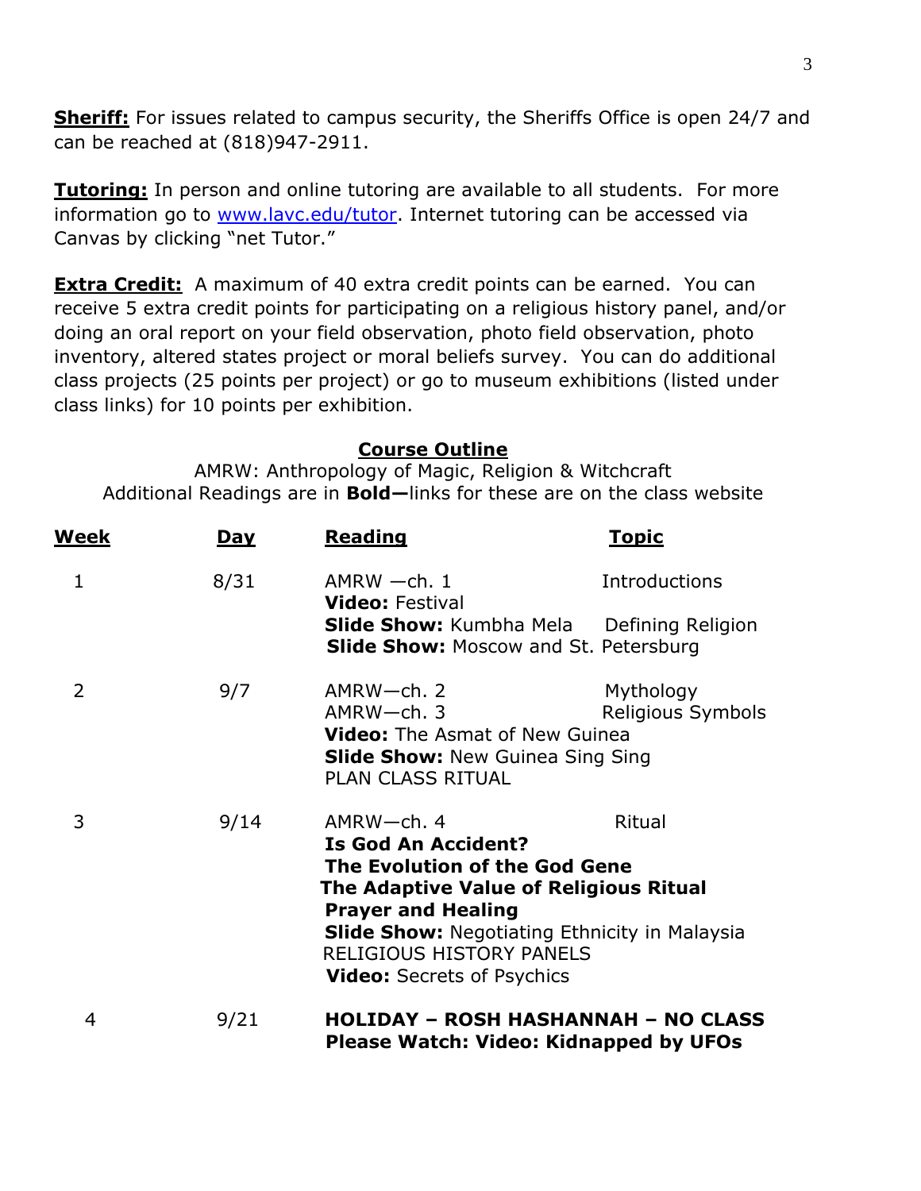**Sheriff:** For issues related to campus security, the Sheriffs Office is open 24/7 and can be reached at (818)947-2911.

**Tutoring:** In person and online tutoring are available to all students. For more information go to www.lavc.edu/tutor. Internet tutoring can be accessed via Canvas by clicking "net Tutor."

**Extra Credit:** A maximum of 40 extra credit points can be earned. You can receive 5 extra credit points for participating on a religious history panel, and/or doing an oral report on your field observation, photo field observation, photo inventory, altered states project or moral beliefs survey. You can do additional class projects (25 points per project) or go to museum exhibitions (listed under class links) for 10 points per exhibition.

## Course Outline

AMRW: Anthropology of Magic, Religion & Witchcraft
Additional Readings are in **Bold—**links for these are on the class website

| Week | Day | Reading | Topic |
|---|---|---|---|
| 1 | 8/31 | AMRW —ch. 1<br>**Video:** Festival<br>**Slide Show:** Kumbha Mela<br>**Slide Show:** Moscow and St. Petersburg | Introductions<br><br>Defining Religion |
| 2 | 9/7 | AMRW—ch. 2<br>AMRW—ch. 3<br>**Video:** The Asmat of New Guinea<br>**Slide Show:** New Guinea Sing Sing<br>PLAN CLASS RITUAL | Mythology<br>Religious Symbols |
| 3 | 9/14 | AMRW—ch. 4<br>**Is God An Accident?**<br>**The Evolution of the God Gene**<br>**The Adaptive Value of Religious Ritual**<br>**Prayer and Healing**<br>**Slide Show:** Negotiating Ethnicity in Malaysia<br>RELIGIOUS HISTORY PANELS<br>**Video:** Secrets of Psychics | Ritual |
| 4 | 9/21 | **HOLIDAY – ROSH HASHANNAH – NO CLASS**<br>**Please Watch: Video: Kidnapped by UFOs** | |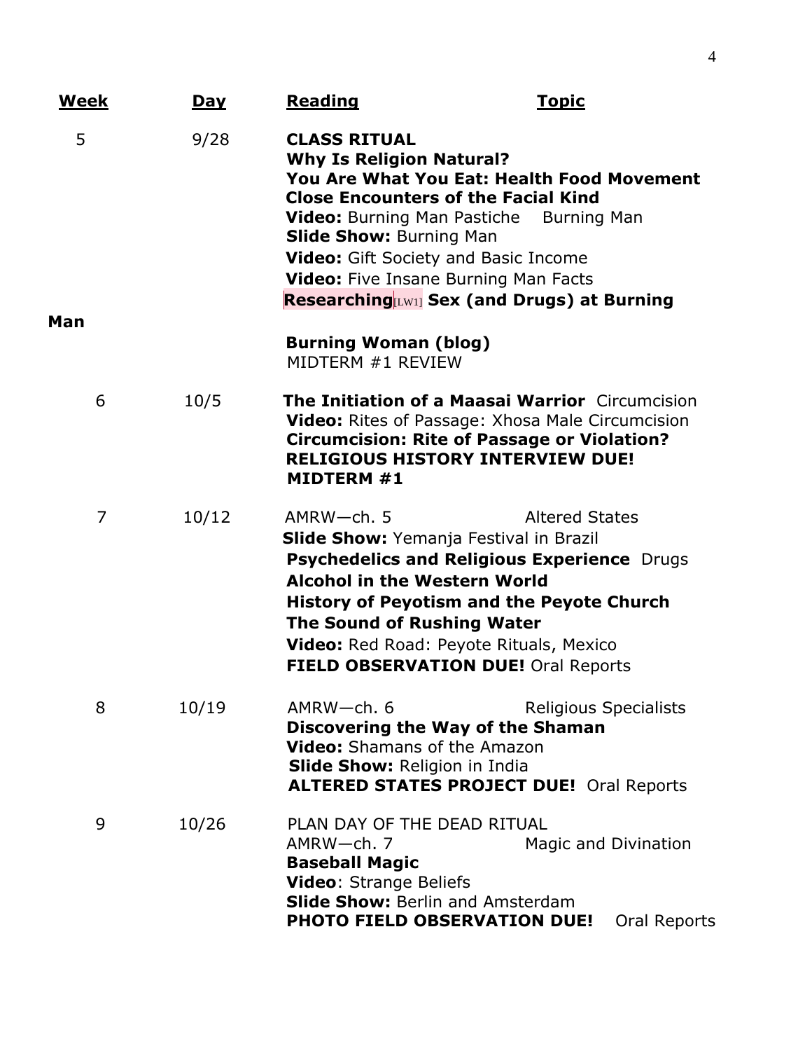| **Week** | **Day** | **Reading** | **Topic** |
|---|---|---|---|
| 5 | 9/28 | **CLASS RITUAL**<br>**Why Is Religion Natural?**<br>**You Are What You Eat: Health Food Movement**<br>**Close Encounters of the Facial Kind**<br>**Video:** Burning Man Pastiche<br>**Slide Show:** Burning Man<br>**Video:** Gift Society and Basic Income<br>**Video:** Five Insane Burning Man Facts<br>**Researching**[LW1] **Sex (and Drugs) at Burning Man**<br>**Burning Woman (blog)**<br>MIDTERM #1 REVIEW | Burning Man |
| 6 | 10/5 | **The Initiation of a Maasai Warrior**<br>**Video:** Rites of Passage: Xhosa Male Circumcision<br>**Circumcision: Rite of Passage or Violation?**<br>**RELIGIOUS HISTORY INTERVIEW DUE!**<br>**MIDTERM #1** | Circumcision |
| 7 | 10/12 | AMRW—ch. 5<br>**Slide Show:** Yemanja Festival in Brazil<br>**Psychedelics and Religious Experience**<br>**Alcohol in the Western World**<br>**History of Peyotism and the Peyote Church**<br>**The Sound of Rushing Water**<br>**Video:** Red Road: Peyote Rituals, Mexico<br>**FIELD OBSERVATION DUE!** Oral Reports | Altered States<br><br>Drugs |
| 8 | 10/19 | AMRW—ch. 6<br>**Discovering the Way of the Shaman**<br>**Video:** Shamans of the Amazon<br>**Slide Show:** Religion in India<br>**ALTERED STATES PROJECT DUE!** Oral Reports | Religious Specialists |
| 9 | 10/26 | PLAN DAY OF THE DEAD RITUAL<br>AMRW—ch. 7<br>**Baseball Magic**<br>**Video**: Strange Beliefs<br>**Slide Show:** Berlin and Amsterdam<br>**PHOTO FIELD OBSERVATION DUE!** Oral Reports | <br>Magic and Divination |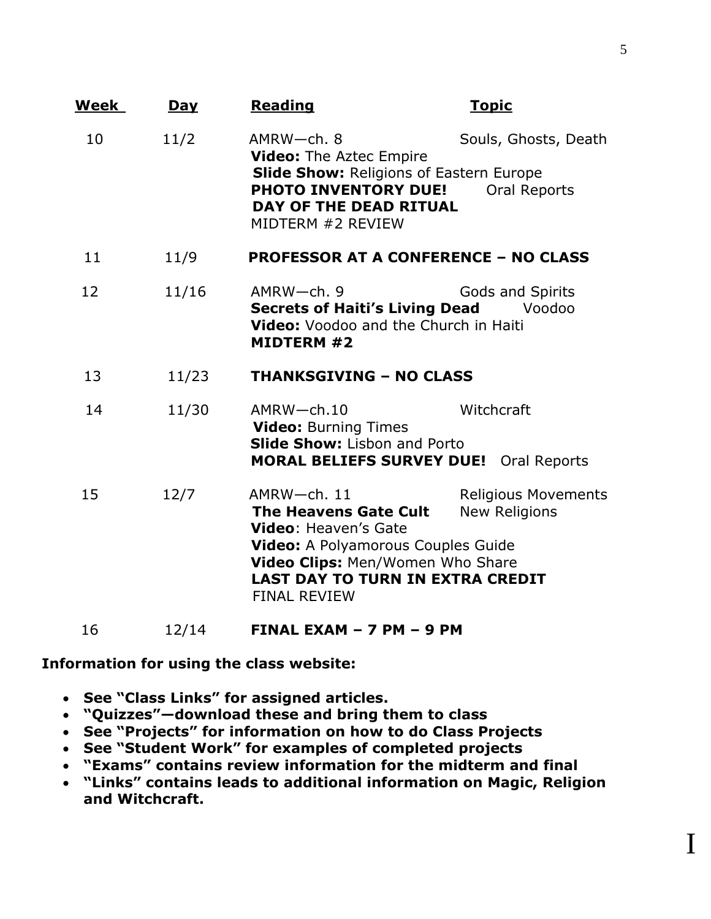| Week | Day | Reading | Topic |
|---|---|---|---|
| 10 | 11/2 | AMRW—ch. 8<br>**Video:** The Aztec Empire<br>**Slide Show:** Religions of Eastern Europe<br>**PHOTO INVENTORY DUE!**<br>**DAY OF THE DEAD RITUAL**<br>MIDTERM #2 REVIEW | Souls, Ghosts, Death<br><br><br>Oral Reports |
| 11 | 11/9 | **PROFESSOR AT A CONFERENCE – NO CLASS** | |
| 12 | 11/16 | AMRW—ch. 9<br>**Secrets of Haiti's Living Dead**<br>**Video:** Voodoo and the Church in Haiti<br>**MIDTERM #2** | Gods and Spirits<br>Voodoo |
| 13 | 11/23 | **THANKSGIVING – NO CLASS** | |
| 14 | 11/30 | AMRW—ch.10<br>**Video:** Burning Times<br>**Slide Show:** Lisbon and Porto<br>**MORAL BELIEFS SURVEY DUE!** | Witchcraft<br><br><br>Oral Reports |
| 15 | 12/7 | AMRW—ch. 11<br>**The Heavens Gate Cult**<br>**Video**: Heaven's Gate<br>**Video:** A Polyamorous Couples Guide<br>**Video Clips:** Men/Women Who Share<br>**LAST DAY TO TURN IN EXTRA CREDIT**<br>FINAL REVIEW | Religious Movements<br>New Religions |
| 16 | 12/14 | **FINAL EXAM – 7 PM – 9 PM** | |

**Information for using the class website:**

- **See "Class Links" for assigned articles.**
- **"Quizzes"—download these and bring them to class**
- **See "Projects" for information on how to do Class Projects**
- **See "Student Work" for examples of completed projects**
- **"Exams" contains review information for the midterm and final**
- **"Links" contains leads to additional information on Magic, Religion and Witchcraft.**

I